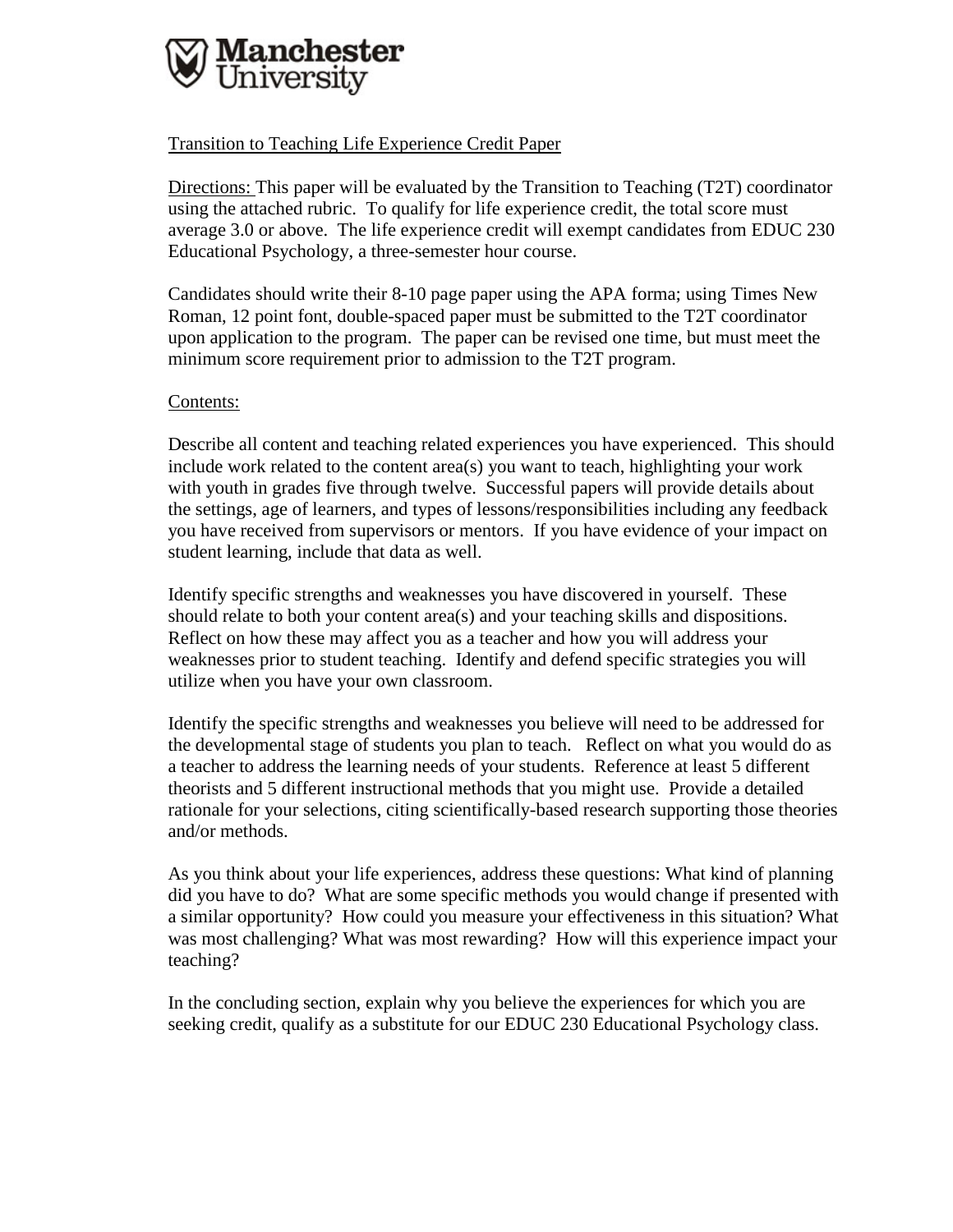Manchester University

Transition to Teaching Life Experience Credit Paper

Directions: This paper will be evaluated by the Transition to Teaching (T2T) coordinator using the attached rubric. To qualify for life experience credit, the total score must average 3.0 or above. The life experience credit will exempt candidates from EDUC 230 Educational Psychology, a three-semester hour course.

Candidates should write their 8-10 page paper using the APA forma; using Times New Roman, 12 point font, double-spaced paper must be submitted to the T2T coordinator upon application to the program. The paper can be revised one time, but must meet the minimum score requirement prior to admission to the T2T program.

Contents:

Describe all content and teaching related experiences you have experienced. This should include work related to the content area(s) you want to teach, highlighting your work with youth in grades five through twelve. Successful papers will provide details about the settings, age of learners, and types of lessons/responsibilities including any feedback you have received from supervisors or mentors. If you have evidence of your impact on student learning, include that data as well.

Identify specific strengths and weaknesses you have discovered in yourself. These should relate to both your content area(s) and your teaching skills and dispositions. Reflect on how these may affect you as a teacher and how you will address your weaknesses prior to student teaching. Identify and defend specific strategies you will utilize when you have your own classroom.

Identify the specific strengths and weaknesses you believe will need to be addressed for the developmental stage of students you plan to teach. Reflect on what you would do as a teacher to address the learning needs of your students. Reference at least 5 different theorists and 5 different instructional methods that you might use. Provide a detailed rationale for your selections, citing scientifically-based research supporting those theories and/or methods.

As you think about your life experiences, address these questions: What kind of planning did you have to do? What are some specific methods you would change if presented with a similar opportunity? How could you measure your effectiveness in this situation? What was most challenging? What was most rewarding? How will this experience impact your teaching?

In the concluding section, explain why you believe the experiences for which you are seeking credit, qualify as a substitute for our EDUC 230 Educational Psychology class.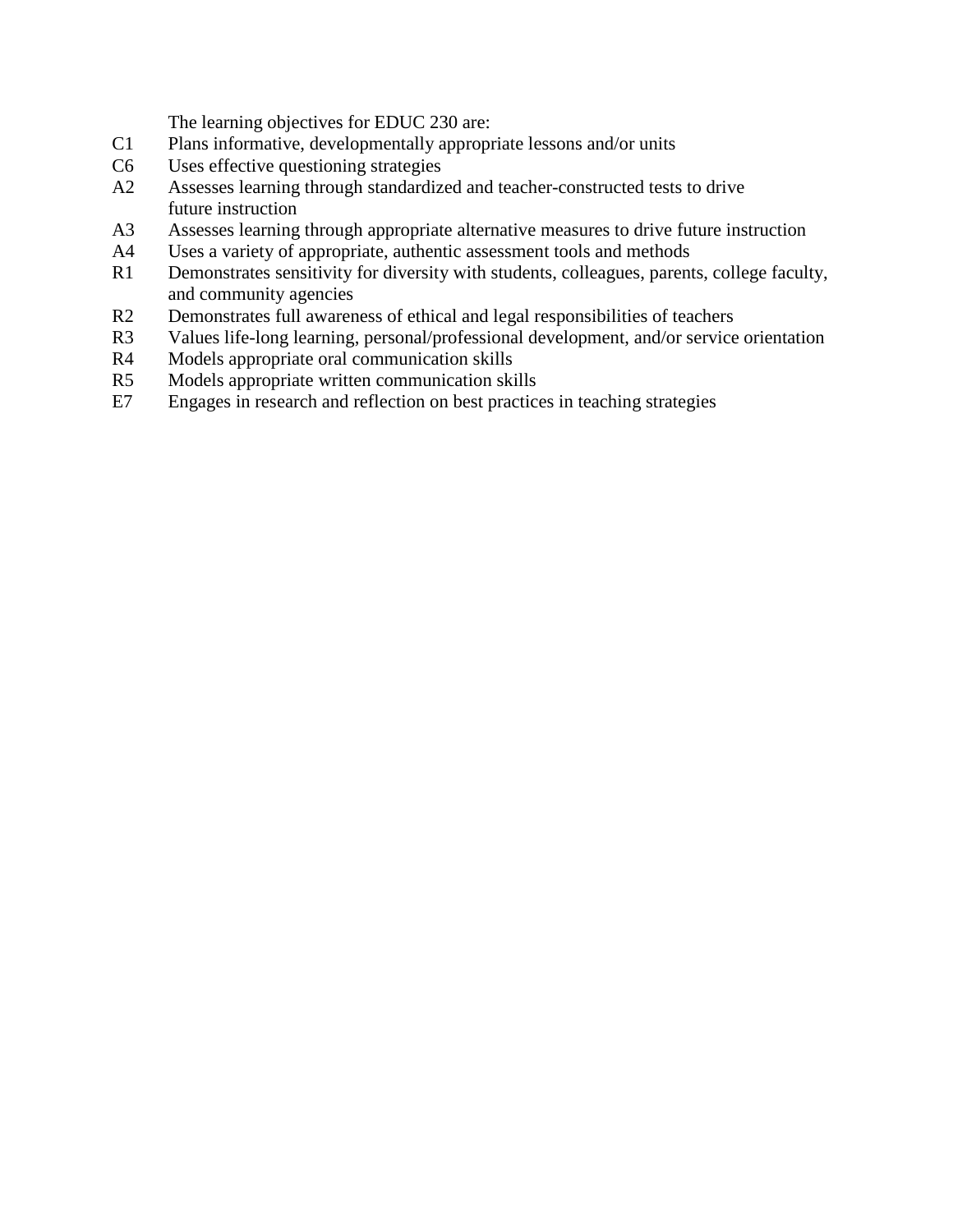The learning objectives for EDUC 230 are:

| | |
|---|---|
| C1 | Plans informative, developmentally appropriate lessons and/or units |
| C6 | Uses effective questioning strategies |
| A2 | Assesses learning through standardized and teacher-constructed tests to drive future instruction |
| A3 | Assesses learning through appropriate alternative measures to drive future instruction |
| A4 | Uses a variety of appropriate, authentic assessment tools and methods |
| R1 | Demonstrates sensitivity for diversity with students, colleagues, parents, college faculty, and community agencies |
| R2 | Demonstrates full awareness of ethical and legal responsibilities of teachers |
| R3 | Values life-long learning, personal/professional development, and/or service orientation |
| R4 | Models appropriate oral communication skills |
| R5 | Models appropriate written communication skills |
| E7 | Engages in research and reflection on best practices in teaching strategies |